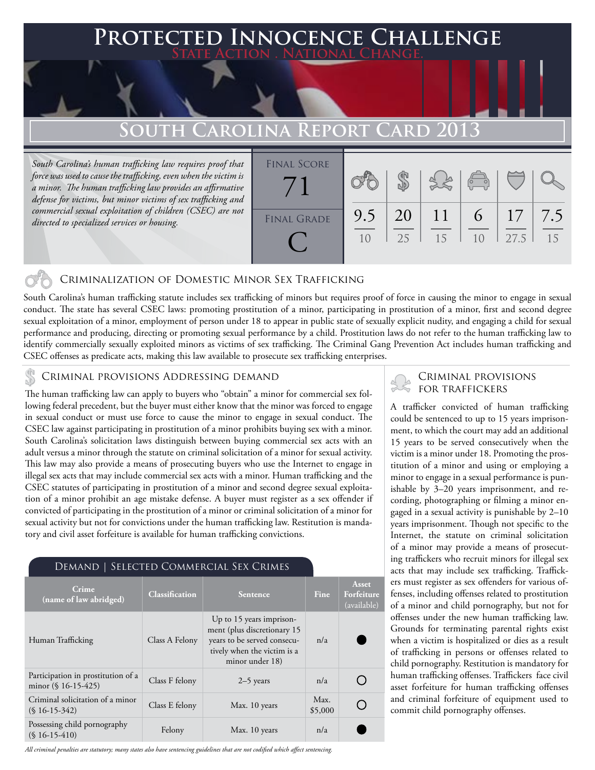# Protected Innocence Challenge

State Action . National Change.

## South Carolina Report Card 2013

*South Carolina's human trafficking law requires proof that force was used to cause the trafficking, even when the victim is a minor. The human trafficking law provides an affirmative defense for victims, but minor victims of sex trafficking and commercial sexual exploitation of children (CSEC) are not directed to specialized services or housing.*

Final Score: 71

Final Grade: C

| Criminalization of Domestic Minor Sex Trafficking | Criminal Provisions Addressing Demand | Criminal Provisions for Traffickers | Criminal Provisions for Facilitators | Protective Provisions for the Child Victims | Criminal Justice Tools for Investigation and Prosecution |
|---|---|---|---|---|---|
| 9.5/10 | 20/25 | 11/15 | 6/10 | 17/27.5 | 7.5/15 |

### Criminalization of Domestic Minor Sex Trafficking

South Carolina's human trafficking statute includes sex trafficking of minors but requires proof of force in causing the minor to engage in sexual conduct. The state has several CSEC laws: promoting prostitution of a minor, participating in prostitution of a minor, first and second degree sexual exploitation of a minor, employment of person under 18 to appear in public state of sexually explicit nudity, and engaging a child for sexual performance and producing, directing or promoting sexual performance by a child. Prostitution laws do not refer to the human trafficking law to identify commercially sexually exploited minors as victims of sex trafficking. The Criminal Gang Prevention Act includes human trafficking and CSEC offenses as predicate acts, making this law available to prosecute sex trafficking enterprises.

### Criminal provisions Addressing demand

The human trafficking law can apply to buyers who "obtain" a minor for commercial sex following federal precedent, but the buyer must either know that the minor was forced to engage in sexual conduct or must use force to cause the minor to engage in sexual conduct. The CSEC law against participating in prostitution of a minor prohibits buying sex with a minor. South Carolina's solicitation laws distinguish between buying commercial sex acts with an adult versus a minor through the statute on criminal solicitation of a minor for sexual activity. This law may also provide a means of prosecuting buyers who use the Internet to engage in illegal sex acts that may include commercial sex acts with a minor. Human trafficking and the CSEC statutes of participating in prostitution of a minor and second degree sexual exploitation of a minor prohibit an age mistake defense. A buyer must register as a sex offender if convicted of participating in the prostitution of a minor or criminal solicitation of a minor for sexual activity but not for convictions under the human trafficking law. Restitution is mandatory and civil asset forfeiture is available for human trafficking convictions.

#### Demand | Selected Commercial Sex Crimes

| Crime (name of law abridged) | Classification | Sentence | Fine | Asset Forfeiture (available) |
|---|---|---|---|---|
| Human Trafficking | Class A Felony | Up to 15 years imprisonment (plus discretionary 15 years to be served consecutively when the victim is a minor under 18) | n/a | ● |
| Participation in prostitution of a minor (§ 16-15-425) | Class F felony | 2–5 years | n/a | ○ |
| Criminal solicitation of a minor (§ 16-15-342) | Class E felony | Max. 10 years | Max. $5,000 | ○ |
| Possessing child pornography (§ 16-15-410) | Felony | Max. 10 years | n/a | ● |

*All criminal penalties are statutory; many states also have sentencing guidelines that are not codified which affect sentencing.*

### Criminal provisions for traffickers

A trafficker convicted of human trafficking could be sentenced to up to 15 years imprisonment, to which the court may add an additional 15 years to be served consecutively when the victim is a minor under 18. Promoting the prostitution of a minor and using or employing a minor to engage in a sexual performance is punishable by 3–20 years imprisonment, and recording, photographing or filming a minor engaged in a sexual activity is punishable by 2–10 years imprisonment. Though not specific to the Internet, the statute on criminal solicitation of a minor may provide a means of prosecuting traffickers who recruit minors for illegal sex acts that may include sex trafficking. Traffickers must register as sex offenders for various offenses, including offenses related to prostitution of a minor and child pornography, but not for offenses under the new human trafficking law. Grounds for terminating parental rights exist when a victim is hospitalized or dies as a result of trafficking in persons or offenses related to child pornography. Restitution is mandatory for human trafficking offenses. Traffickers face civil asset forfeiture for human trafficking offenses and criminal forfeiture of equipment used to commit child pornography offenses.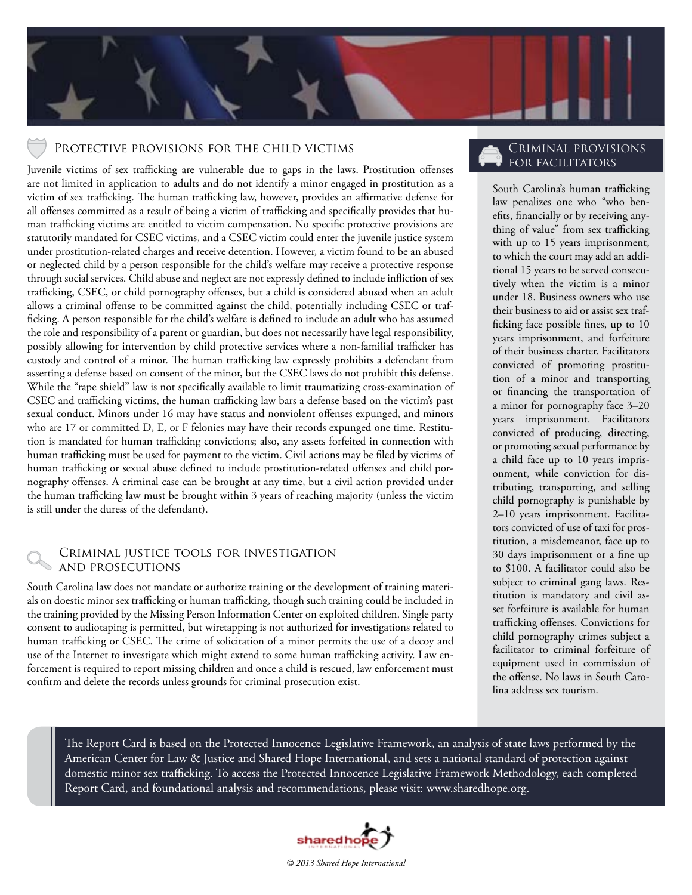## Protective provisions for the child victims

Juvenile victims of sex trafficking are vulnerable due to gaps in the laws. Prostitution offenses are not limited in application to adults and do not identify a minor engaged in prostitution as a victim of sex trafficking. The human trafficking law, however, provides an affirmative defense for all offenses committed as a result of being a victim of trafficking and specifically provides that human trafficking victims are entitled to victim compensation. No specific protective provisions are statutorily mandated for CSEC victims, and a CSEC victim could enter the juvenile justice system under prostitution-related charges and receive detention. However, a victim found to be an abused or neglected child by a person responsible for the child's welfare may receive a protective response through social services. Child abuse and neglect are not expressly defined to include infliction of sex trafficking, CSEC, or child pornography offenses, but a child is considered abused when an adult allows a criminal offense to be committed against the child, potentially including CSEC or trafficking. A person responsible for the child's welfare is defined to include an adult who has assumed the role and responsibility of a parent or guardian, but does not necessarily have legal responsibility, possibly allowing for intervention by child protective services where a non-familial trafficker has custody and control of a minor. The human trafficking law expressly prohibits a defendant from asserting a defense based on consent of the minor, but the CSEC laws do not prohibit this defense. While the "rape shield" law is not specifically available to limit traumatizing cross-examination of CSEC and trafficking victims, the human trafficking law bars a defense based on the victim's past sexual conduct. Minors under 16 may have status and nonviolent offenses expunged, and minors who are 17 or committed D, E, or F felonies may have their records expunged one time. Restitution is mandated for human trafficking convictions; also, any assets forfeited in connection with human trafficking must be used for payment to the victim. Civil actions may be filed by victims of human trafficking or sexual abuse defined to include prostitution-related offenses and child pornography offenses. A criminal case can be brought at any time, but a civil action provided under the human trafficking law must be brought within 3 years of reaching majority (unless the victim is still under the duress of the defendant).

## Criminal justice tools for investigation and prosecutions

South Carolina law does not mandate or authorize training or the development of training materials on doestic minor sex trafficking or human trafficking, though such training could be included in the training provided by the Missing Person Information Center on exploited children. Single party consent to audiotaping is permitted, but wiretapping is not authorized for investigations related to human trafficking or CSEC. The crime of solicitation of a minor permits the use of a decoy and use of the Internet to investigate which might extend to some human trafficking activity. Law enforcement is required to report missing children and once a child is rescued, law enforcement must confirm and delete the records unless grounds for criminal prosecution exist.

## Criminal provisions for facilitators

South Carolina's human trafficking law penalizes one who "who benefits, financially or by receiving anything of value" from sex trafficking with up to 15 years imprisonment, to which the court may add an additional 15 years to be served consecutively when the victim is a minor under 18. Business owners who use their business to aid or assist sex trafficking face possible fines, up to 10 years imprisonment, and forfeiture of their business charter. Facilitators convicted of promoting prostitution of a minor and transporting or financing the transportation of a minor for pornography face 3–20 years imprisonment. Facilitators convicted of producing, directing, or promoting sexual performance by a child face up to 10 years imprisonment, while conviction for distributing, transporting, and selling child pornography is punishable by 2–10 years imprisonment. Facilitators convicted of use of taxi for prostitution, a misdemeanor, face up to 30 days imprisonment or a fine up to $100. A facilitator could also be subject to criminal gang laws. Restitution is mandatory and civil asset forfeiture is available for human trafficking offenses. Convictions for child pornography crimes subject a facilitator to criminal forfeiture of equipment used in commission of the offense. No laws in South Carolina address sex tourism.

The Report Card is based on the Protected Innocence Legislative Framework, an analysis of state laws performed by the American Center for Law & Justice and Shared Hope International, and sets a national standard of protection against domestic minor sex trafficking. To access the Protected Innocence Legislative Framework Methodology, each completed Report Card, and foundational analysis and recommendations, please visit: www.sharedhope.org.

*© 2013 Shared Hope International*